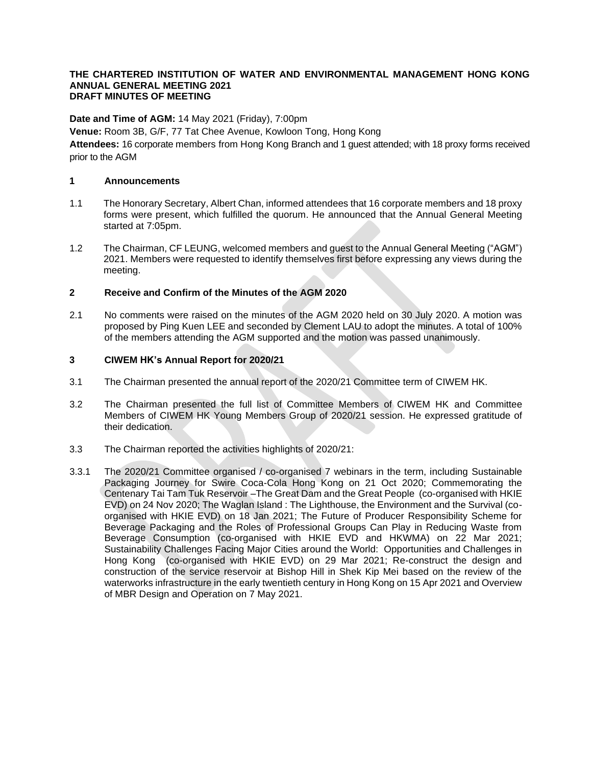**THE CHARTERED INSTITUTION OF WATER AND ENVIRONMENTAL MANAGEMENT HONG KONG ANNUAL GENERAL MEETING 2021**
**DRAFT MINUTES OF MEETING**

**Date and Time of AGM:** 14 May 2021 (Friday), 7:00pm
**Venue:** Room 3B, G/F, 77 Tat Chee Avenue, Kowloon Tong, Hong Kong
**Attendees:** 16 corporate members from Hong Kong Branch and 1 guest attended; with 18 proxy forms received prior to the AGM

## 1 Announcements

1.1 The Honorary Secretary, Albert Chan, informed attendees that 16 corporate members and 18 proxy forms were present, which fulfilled the quorum. He announced that the Annual General Meeting started at 7:05pm.

1.2 The Chairman, CF LEUNG, welcomed members and guest to the Annual General Meeting ("AGM") 2021. Members were requested to identify themselves first before expressing any views during the meeting.

## 2 Receive and Confirm of the Minutes of the AGM 2020

2.1 No comments were raised on the minutes of the AGM 2020 held on 30 July 2020. A motion was proposed by Ping Kuen LEE and seconded by Clement LAU to adopt the minutes. A total of 100% of the members attending the AGM supported and the motion was passed unanimously.

## 3 CIWEM HK's Annual Report for 2020/21

3.1 The Chairman presented the annual report of the 2020/21 Committee term of CIWEM HK.

3.2 The Chairman presented the full list of Committee Members of CIWEM HK and Committee Members of CIWEM HK Young Members Group of 2020/21 session. He expressed gratitude of their dedication.

3.3 The Chairman reported the activities highlights of 2020/21:

3.3.1 The 2020/21 Committee organised / co-organised 7 webinars in the term, including Sustainable Packaging Journey for Swire Coca-Cola Hong Kong on 21 Oct 2020; Commemorating the Centenary Tai Tam Tuk Reservoir –The Great Dam and the Great People (co-organised with HKIE EVD) on 24 Nov 2020; The Waglan Island : The Lighthouse, the Environment and the Survival (co-organised with HKIE EVD) on 18 Jan 2021; The Future of Producer Responsibility Scheme for Beverage Packaging and the Roles of Professional Groups Can Play in Reducing Waste from Beverage Consumption (co-organised with HKIE EVD and HKWMA) on 22 Mar 2021; Sustainability Challenges Facing Major Cities around the World: Opportunities and Challenges in Hong Kong (co-organised with HKIE EVD) on 29 Mar 2021; Re-construct the design and construction of the service reservoir at Bishop Hill in Shek Kip Mei based on the review of the waterworks infrastructure in the early twentieth century in Hong Kong on 15 Apr 2021 and Overview of MBR Design and Operation on 7 May 2021.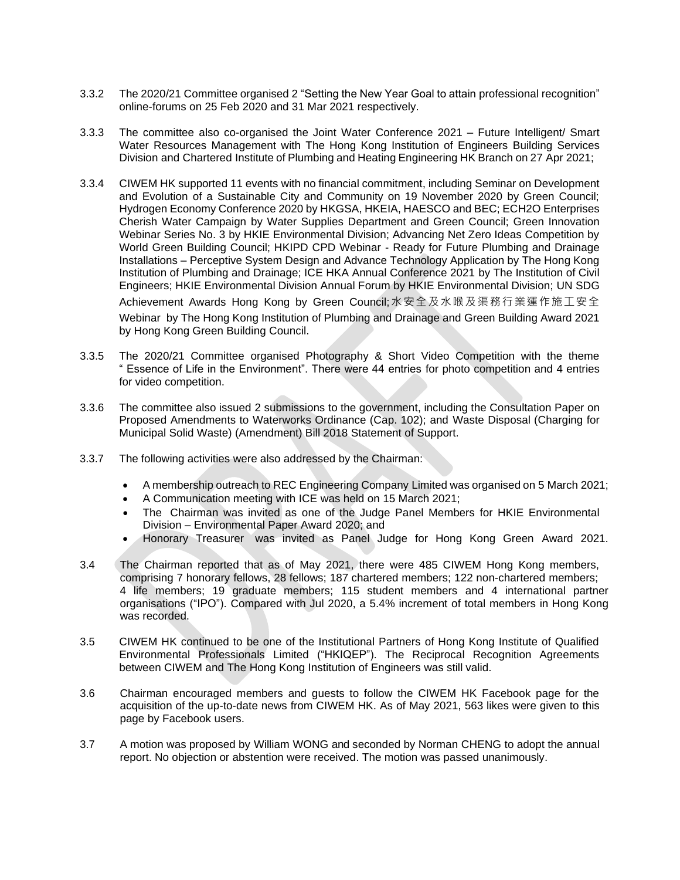3.3.2 The 2020/21 Committee organised 2 “Setting the New Year Goal to attain professional recognition” online-forums on 25 Feb 2020 and 31 Mar 2021 respectively.

3.3.3 The committee also co-organised the Joint Water Conference 2021 – Future Intelligent/ Smart Water Resources Management with The Hong Kong Institution of Engineers Building Services Division and Chartered Institute of Plumbing and Heating Engineering HK Branch on 27 Apr 2021;

3.3.4 CIWEM HK supported 11 events with no financial commitment, including Seminar on Development and Evolution of a Sustainable City and Community on 19 November 2020 by Green Council; Hydrogen Economy Conference 2020 by HKGSA, HKEIA, HAESCO and BEC; ECH2O Enterprises Cherish Water Campaign by Water Supplies Department and Green Council; Green Innovation Webinar Series No. 3 by HKIE Environmental Division; Advancing Net Zero Ideas Competition by World Green Building Council; HKIPD CPD Webinar - Ready for Future Plumbing and Drainage Installations – Perceptive System Design and Advance Technology Application by The Hong Kong Institution of Plumbing and Drainage; ICE HKA Annual Conference 2021 by The Institution of Civil Engineers; HKIE Environmental Division Annual Forum by HKIE Environmental Division; UN SDG Achievement Awards Hong Kong by Green Council; 水安全及水喉及渠務行業運作施工安全 Webinar by The Hong Kong Institution of Plumbing and Drainage and Green Building Award 2021 by Hong Kong Green Building Council.

3.3.5 The 2020/21 Committee organised Photography & Short Video Competition with the theme “ Essence of Life in the Environment”. There were 44 entries for photo competition and 4 entries for video competition.

3.3.6 The committee also issued 2 submissions to the government, including the Consultation Paper on Proposed Amendments to Waterworks Ordinance (Cap. 102); and Waste Disposal (Charging for Municipal Solid Waste) (Amendment) Bill 2018 Statement of Support.

3.3.7 The following activities were also addressed by the Chairman:

- A membership outreach to REC Engineering Company Limited was organised on 5 March 2021;
- A Communication meeting with ICE was held on 15 March 2021;
- The Chairman was invited as one of the Judge Panel Members for HKIE Environmental Division – Environmental Paper Award 2020; and
- Honorary Treasurer was invited as Panel Judge for Hong Kong Green Award 2021.

3.4 The Chairman reported that as of May 2021, there were 485 CIWEM Hong Kong members, comprising 7 honorary fellows, 28 fellows; 187 chartered members; 122 non-chartered members; 4 life members; 19 graduate members; 115 student members and 4 international partner organisations (“IPO”). Compared with Jul 2020, a 5.4% increment of total members in Hong Kong was recorded.

3.5 CIWEM HK continued to be one of the Institutional Partners of Hong Kong Institute of Qualified Environmental Professionals Limited (“HKIQEP”). The Reciprocal Recognition Agreements between CIWEM and The Hong Kong Institution of Engineers was still valid.

3.6 Chairman encouraged members and guests to follow the CIWEM HK Facebook page for the acquisition of the up-to-date news from CIWEM HK. As of May 2021, 563 likes were given to this page by Facebook users.

3.7 A motion was proposed by William WONG and seconded by Norman CHENG to adopt the annual report. No objection or abstention were received. The motion was passed unanimously.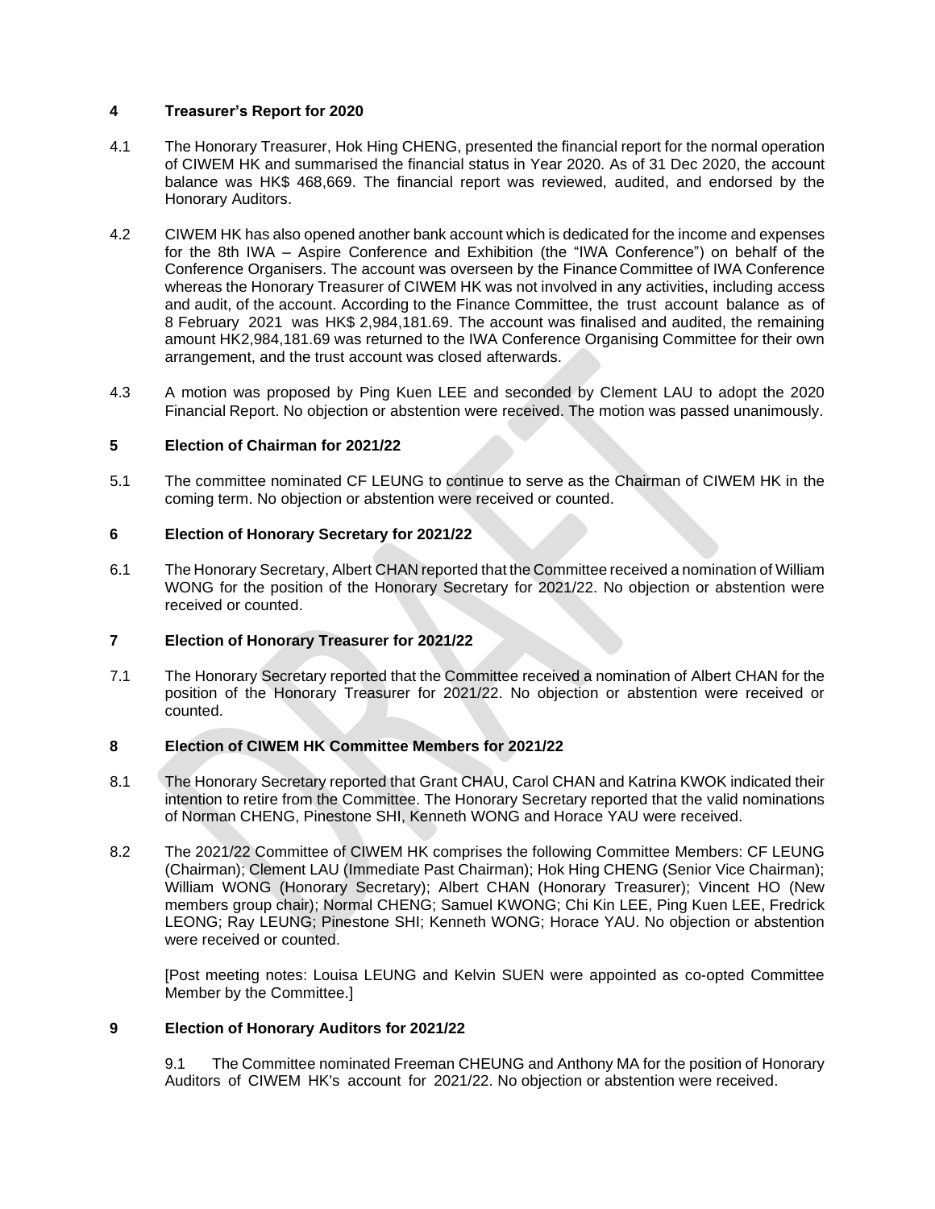## 4 Treasurer's Report for 2020

4.1 The Honorary Treasurer, Hok Hing CHENG, presented the financial report for the normal operation of CIWEM HK and summarised the financial status in Year 2020. As of 31 Dec 2020, the account balance was HK$ 468,669. The financial report was reviewed, audited, and endorsed by the Honorary Auditors.

4.2 CIWEM HK has also opened another bank account which is dedicated for the income and expenses for the 8th IWA – Aspire Conference and Exhibition (the "IWA Conference") on behalf of the Conference Organisers. The account was overseen by the Finance Committee of IWA Conference whereas the Honorary Treasurer of CIWEM HK was not involved in any activities, including access and audit, of the account. According to the Finance Committee, the trust account balance as of 8 February 2021 was HK$ 2,984,181.69. The account was finalised and audited, the remaining amount HK2,984,181.69 was returned to the IWA Conference Organising Committee for their own arrangement, and the trust account was closed afterwards.

4.3 A motion was proposed by Ping Kuen LEE and seconded by Clement LAU to adopt the 2020 Financial Report. No objection or abstention were received. The motion was passed unanimously.

## 5 Election of Chairman for 2021/22

5.1 The committee nominated CF LEUNG to continue to serve as the Chairman of CIWEM HK in the coming term. No objection or abstention were received or counted.

## 6 Election of Honorary Secretary for 2021/22

6.1 The Honorary Secretary, Albert CHAN reported that the Committee received a nomination of William WONG for the position of the Honorary Secretary for 2021/22. No objection or abstention were received or counted.

## 7 Election of Honorary Treasurer for 2021/22

7.1 The Honorary Secretary reported that the Committee received a nomination of Albert CHAN for the position of the Honorary Treasurer for 2021/22. No objection or abstention were received or counted.

## 8 Election of CIWEM HK Committee Members for 2021/22

8.1 The Honorary Secretary reported that Grant CHAU, Carol CHAN and Katrina KWOK indicated their intention to retire from the Committee. The Honorary Secretary reported that the valid nominations of Norman CHENG, Pinestone SHI, Kenneth WONG and Horace YAU were received.

8.2 The 2021/22 Committee of CIWEM HK comprises the following Committee Members: CF LEUNG (Chairman); Clement LAU (Immediate Past Chairman); Hok Hing CHENG (Senior Vice Chairman); William WONG (Honorary Secretary); Albert CHAN (Honorary Treasurer); Vincent HO (New members group chair); Normal CHENG; Samuel KWONG; Chi Kin LEE, Ping Kuen LEE, Fredrick LEONG; Ray LEUNG; Pinestone SHI; Kenneth WONG; Horace YAU. No objection or abstention were received or counted.

[Post meeting notes: Louisa LEUNG and Kelvin SUEN were appointed as co-opted Committee Member by the Committee.]

## 9 Election of Honorary Auditors for 2021/22

9.1 The Committee nominated Freeman CHEUNG and Anthony MA for the position of Honorary Auditors of CIWEM HK's account for 2021/22. No objection or abstention were received.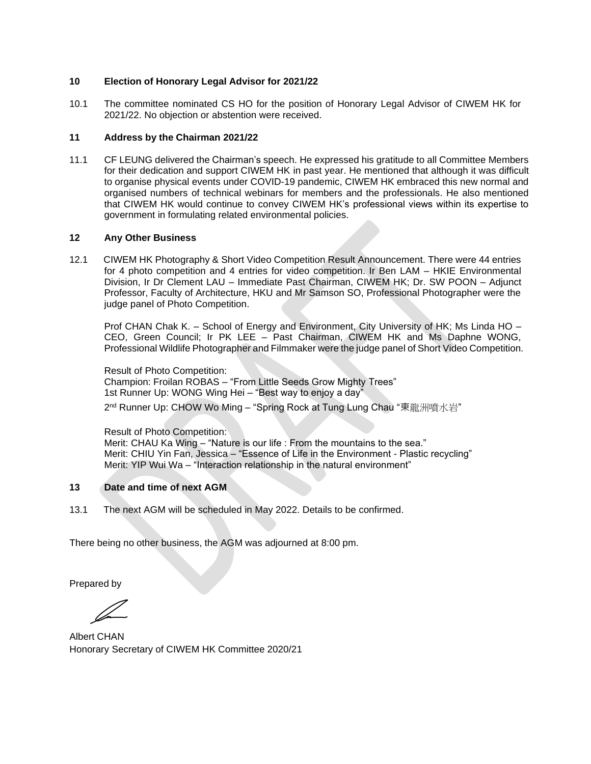## 10 Election of Honorary Legal Advisor for 2021/22

10.1 The committee nominated CS HO for the position of Honorary Legal Advisor of CIWEM HK for 2021/22. No objection or abstention were received.

## 11 Address by the Chairman 2021/22

11.1 CF LEUNG delivered the Chairman's speech. He expressed his gratitude to all Committee Members for their dedication and support CIWEM HK in past year. He mentioned that although it was difficult to organise physical events under COVID-19 pandemic, CIWEM HK embraced this new normal and organised numbers of technical webinars for members and the professionals. He also mentioned that CIWEM HK would continue to convey CIWEM HK's professional views within its expertise to government in formulating related environmental policies.

## 12 Any Other Business

12.1 CIWEM HK Photography & Short Video Competition Result Announcement. There were 44 entries for 4 photo competition and 4 entries for video competition. Ir Ben LAM – HKIE Environmental Division, Ir Dr Clement LAU – Immediate Past Chairman, CIWEM HK; Dr. SW POON – Adjunct Professor, Faculty of Architecture, HKU and Mr Samson SO, Professional Photographer were the judge panel of Photo Competition.

Prof CHAN Chak K. – School of Energy and Environment, City University of HK; Ms Linda HO – CEO, Green Council; Ir PK LEE – Past Chairman, CIWEM HK and Ms Daphne WONG, Professional Wildlife Photographer and Filmmaker were the judge panel of Short Video Competition.

Result of Photo Competition:
Champion: Froilan ROBAS – "From Little Seeds Grow Mighty Trees"
1st Runner Up: WONG Wing Hei – "Best way to enjoy a day"
2nd Runner Up: CHOW Wo Ming – "Spring Rock at Tung Lung Chau "東龍洲噴水岩"

Result of Photo Competition:
Merit: CHAU Ka Wing – "Nature is our life : From the mountains to the sea."
Merit: CHIU Yin Fan, Jessica – "Essence of Life in the Environment - Plastic recycling"
Merit: YIP Wui Wa – "Interaction relationship in the natural environment"

## 13 Date and time of next AGM

13.1 The next AGM will be scheduled in May 2022. Details to be confirmed.

There being no other business, the AGM was adjourned at 8:00 pm.

Prepared by

Albert CHAN
Honorary Secretary of CIWEM HK Committee 2020/21